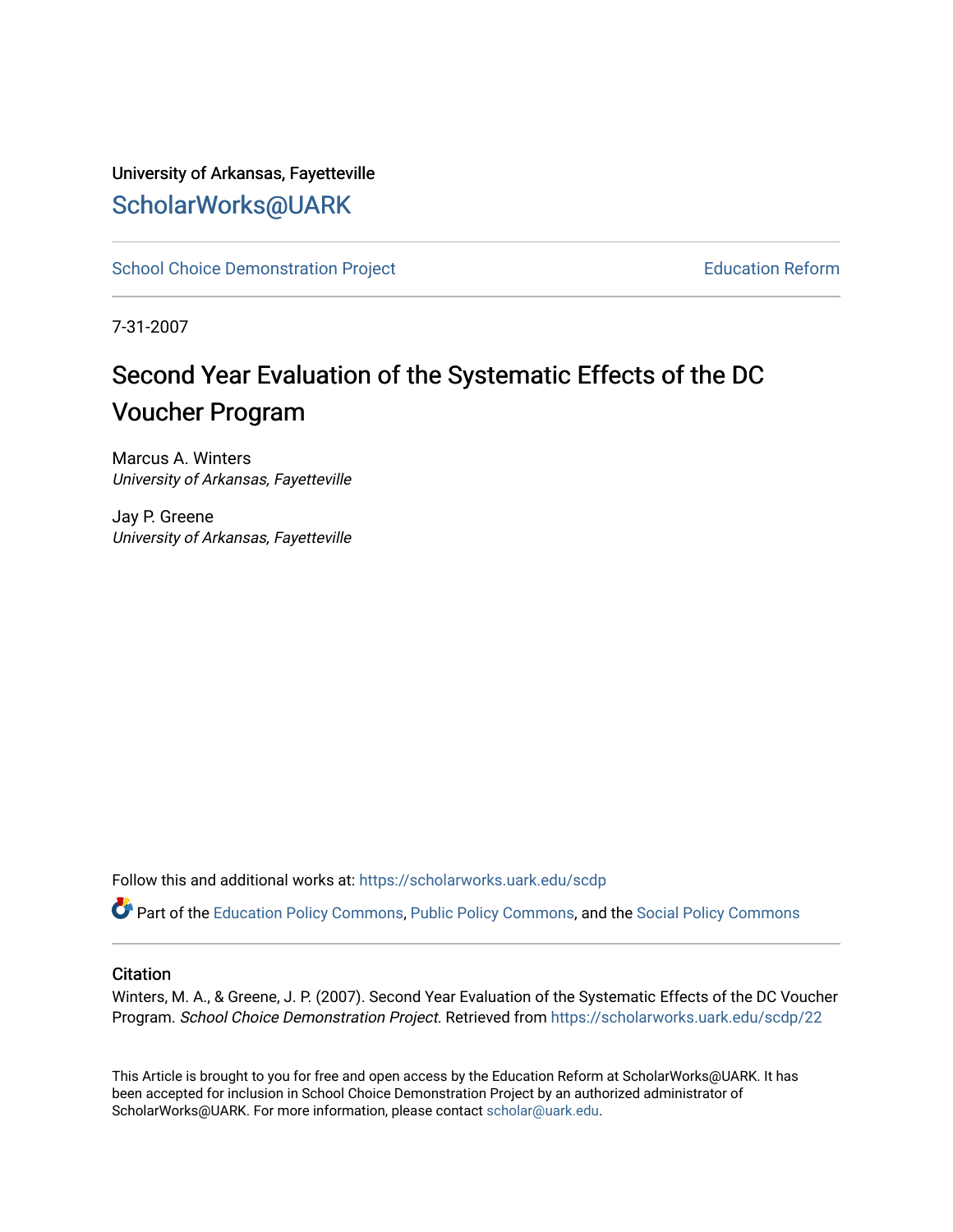University of Arkansas, Fayetteville

ScholarWorks@UARK

School Choice Demonstration Project

Education Reform

7-31-2007

# Second Year Evaluation of the Systematic Effects of the DC Voucher Program

Marcus A. Winters
*University of Arkansas, Fayetteville*

Jay P. Greene
*University of Arkansas, Fayetteville*

Follow this and additional works at: https://scholarworks.uark.edu/scdp

Part of the Education Policy Commons, Public Policy Commons, and the Social Policy Commons

## Citation

Winters, M. A., & Greene, J. P. (2007). Second Year Evaluation of the Systematic Effects of the DC Voucher Program. *School Choice Demonstration Project.* Retrieved from https://scholarworks.uark.edu/scdp/22

This Article is brought to you for free and open access by the Education Reform at ScholarWorks@UARK. It has been accepted for inclusion in School Choice Demonstration Project by an authorized administrator of ScholarWorks@UARK. For more information, please contact scholar@uark.edu.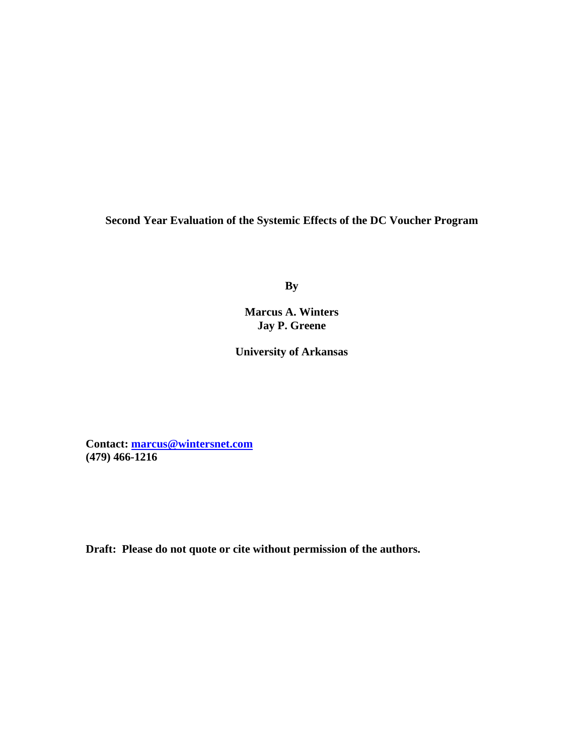# Second Year Evaluation of the Systemic Effects of the DC Voucher Program

**By**

**Marcus A. Winters**
**Jay P. Greene**

**University of Arkansas**

**Contact: marcus@wintersnet.com**
**(479) 466-1216**

**Draft: Please do not quote or cite without permission of the authors.**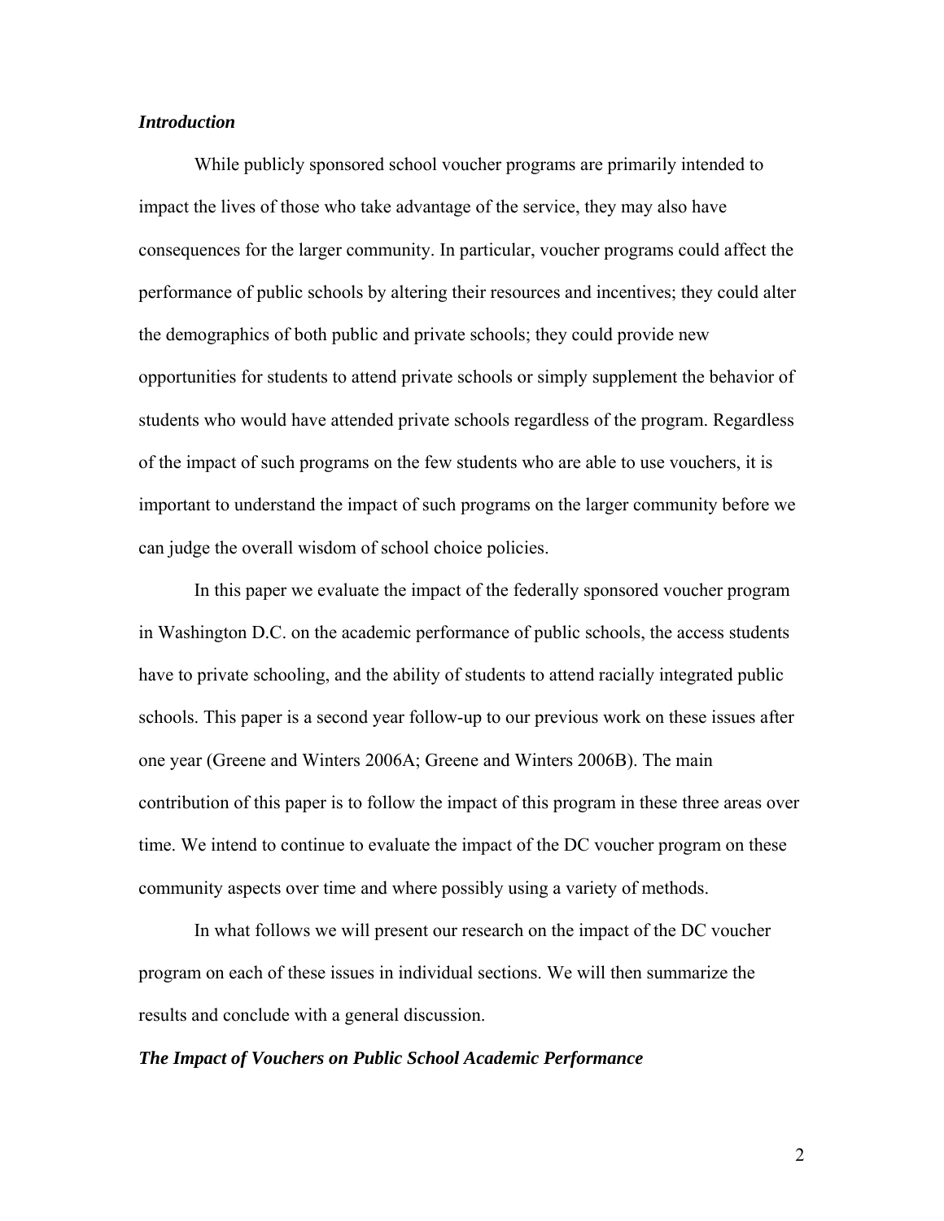### *Introduction*

While publicly sponsored school voucher programs are primarily intended to impact the lives of those who take advantage of the service, they may also have consequences for the larger community. In particular, voucher programs could affect the performance of public schools by altering their resources and incentives; they could alter the demographics of both public and private schools; they could provide new opportunities for students to attend private schools or simply supplement the behavior of students who would have attended private schools regardless of the program. Regardless of the impact of such programs on the few students who are able to use vouchers, it is important to understand the impact of such programs on the larger community before we can judge the overall wisdom of school choice policies.

In this paper we evaluate the impact of the federally sponsored voucher program in Washington D.C. on the academic performance of public schools, the access students have to private schooling, and the ability of students to attend racially integrated public schools. This paper is a second year follow-up to our previous work on these issues after one year (Greene and Winters 2006A; Greene and Winters 2006B). The main contribution of this paper is to follow the impact of this program in these three areas over time. We intend to continue to evaluate the impact of the DC voucher program on these community aspects over time and where possibly using a variety of methods.

In what follows we will present our research on the impact of the DC voucher program on each of these issues in individual sections. We will then summarize the results and conclude with a general discussion.

### *The Impact of Vouchers on Public School Academic Performance*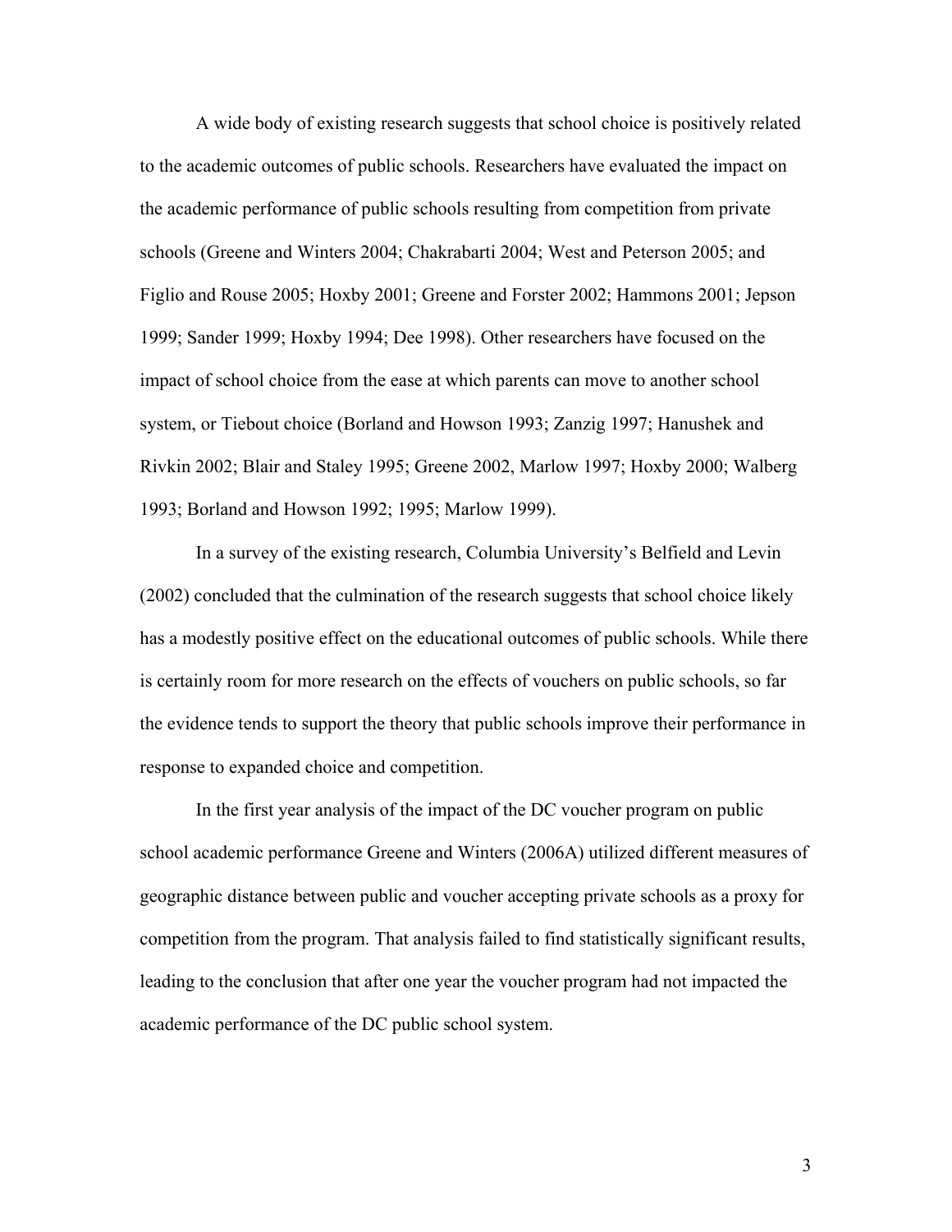A wide body of existing research suggests that school choice is positively related to the academic outcomes of public schools. Researchers have evaluated the impact on the academic performance of public schools resulting from competition from private schools (Greene and Winters 2004; Chakrabarti 2004; West and Peterson 2005; and Figlio and Rouse 2005; Hoxby 2001; Greene and Forster 2002; Hammons 2001; Jepson 1999; Sander 1999; Hoxby 1994; Dee 1998). Other researchers have focused on the impact of school choice from the ease at which parents can move to another school system, or Tiebout choice (Borland and Howson 1993; Zanzig 1997; Hanushek and Rivkin 2002; Blair and Staley 1995; Greene 2002, Marlow 1997; Hoxby 2000; Walberg 1993; Borland and Howson 1992; 1995; Marlow 1999).

In a survey of the existing research, Columbia University's Belfield and Levin (2002) concluded that the culmination of the research suggests that school choice likely has a modestly positive effect on the educational outcomes of public schools. While there is certainly room for more research on the effects of vouchers on public schools, so far the evidence tends to support the theory that public schools improve their performance in response to expanded choice and competition.

In the first year analysis of the impact of the DC voucher program on public school academic performance Greene and Winters (2006A) utilized different measures of geographic distance between public and voucher accepting private schools as a proxy for competition from the program. That analysis failed to find statistically significant results, leading to the conclusion that after one year the voucher program had not impacted the academic performance of the DC public school system.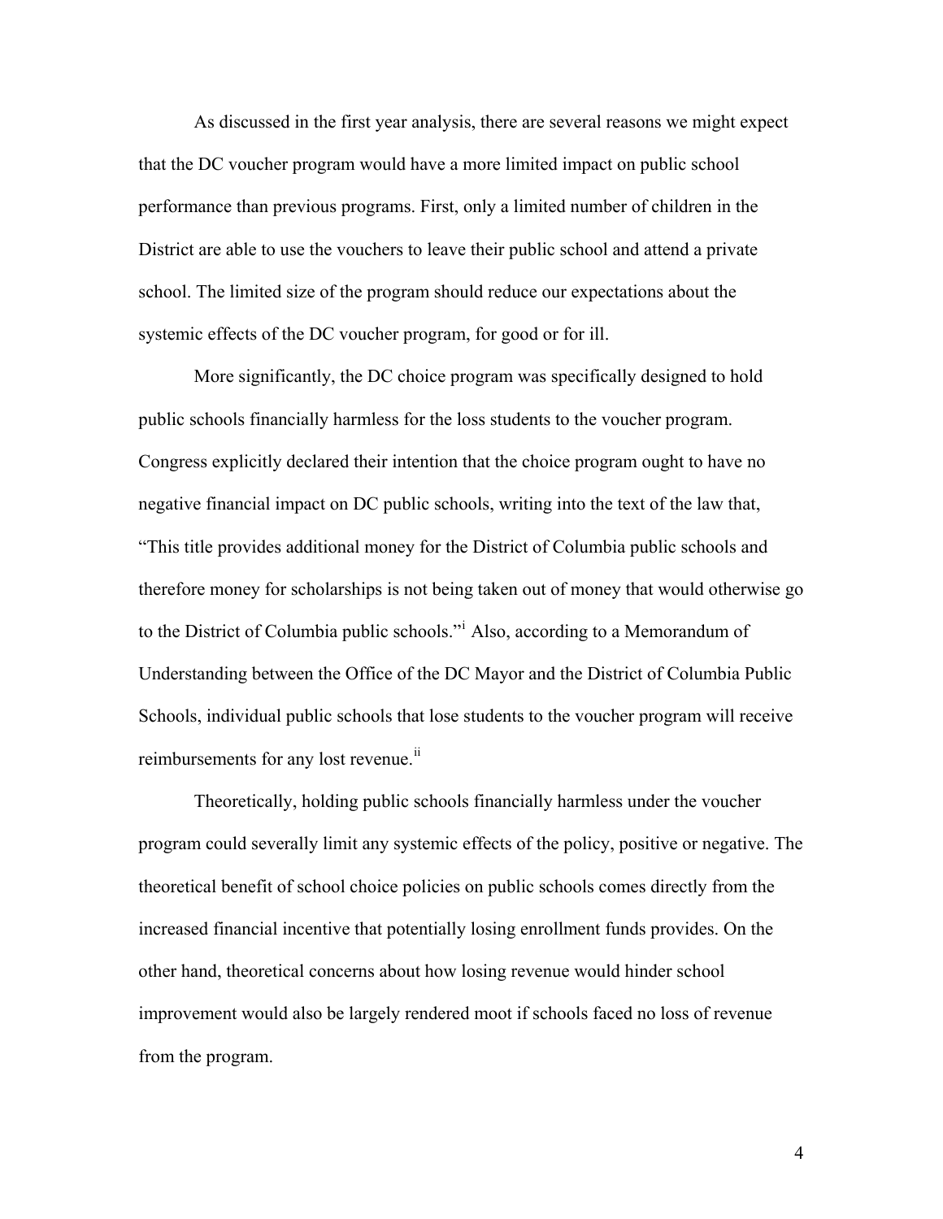As discussed in the first year analysis, there are several reasons we might expect that the DC voucher program would have a more limited impact on public school performance than previous programs. First, only a limited number of children in the District are able to use the vouchers to leave their public school and attend a private school. The limited size of the program should reduce our expectations about the systemic effects of the DC voucher program, for good or for ill.

More significantly, the DC choice program was specifically designed to hold public schools financially harmless for the loss students to the voucher program. Congress explicitly declared their intention that the choice program ought to have no negative financial impact on DC public schools, writing into the text of the law that, "This title provides additional money for the District of Columbia public schools and therefore money for scholarships is not being taken out of money that would otherwise go to the District of Columbia public schools."[i] Also, according to a Memorandum of Understanding between the Office of the DC Mayor and the District of Columbia Public Schools, individual public schools that lose students to the voucher program will receive reimbursements for any lost revenue.[ii]

Theoretically, holding public schools financially harmless under the voucher program could severally limit any systemic effects of the policy, positive or negative. The theoretical benefit of school choice policies on public schools comes directly from the increased financial incentive that potentially losing enrollment funds provides. On the other hand, theoretical concerns about how losing revenue would hinder school improvement would also be largely rendered moot if schools faced no loss of revenue from the program.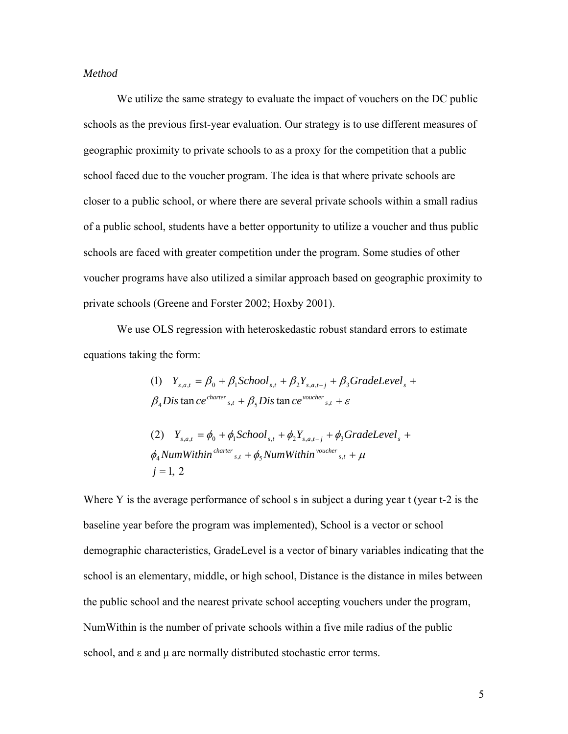*Method*

We utilize the same strategy to evaluate the impact of vouchers on the DC public schools as the previous first-year evaluation. Our strategy is to use different measures of geographic proximity to private schools to as a proxy for the competition that a public school faced due to the voucher program. The idea is that where private schools are closer to a public school, or where there are several private schools within a small radius of a public school, students have a better opportunity to utilize a voucher and thus public schools are faced with greater competition under the program. Some studies of other voucher programs have also utilized a similar approach based on geographic proximity to private schools (Greene and Forster 2002; Hoxby 2001).

We use OLS regression with heteroskedastic robust standard errors to estimate equations taking the form:

$$(1) \quad Y_{s,a,t} = \beta_0 + \beta_1 School_{s,t} + \beta_2 Y_{s,a,t-j} + \beta_3 GradeLevel_s + \beta_4 Distance^{charter}{}_{s,t} + \beta_5 Distance^{voucher}{}_{s,t} + \varepsilon$$

$$(2) \quad Y_{s,a,t} = \phi_0 + \phi_1 School_{s,t} + \phi_2 Y_{s,a,t-j} + \phi_3 GradeLevel_s + \phi_4 NumWithin^{charter}{}_{s,t} + \phi_5 NumWithin^{voucher}{}_{s,t} + \mu$$

$$j = 1,\ 2$$

Where Y is the average performance of school s in subject a during year t (year t-2 is the baseline year before the program was implemented), School is a vector or school demographic characteristics, GradeLevel is a vector of binary variables indicating that the school is an elementary, middle, or high school, Distance is the distance in miles between the public school and the nearest private school accepting vouchers under the program, NumWithin is the number of private schools within a five mile radius of the public school, and ε and μ are normally distributed stochastic error terms.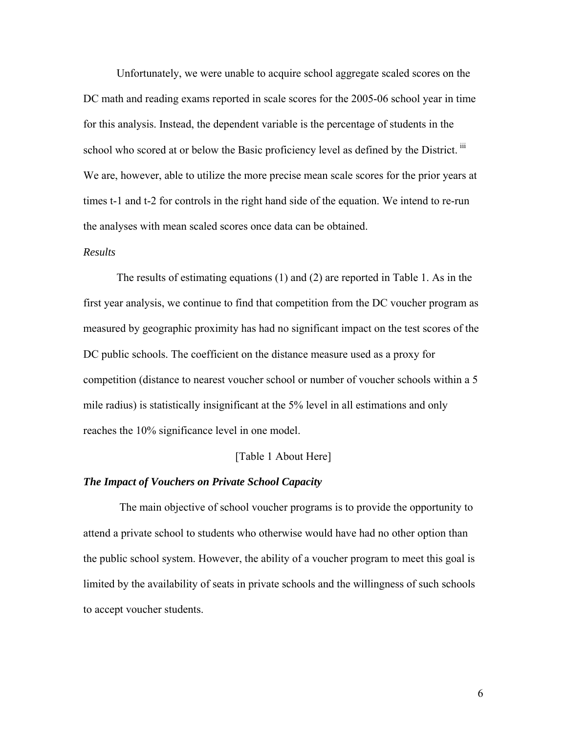Unfortunately, we were unable to acquire school aggregate scaled scores on the DC math and reading exams reported in scale scores for the 2005-06 school year in time for this analysis. Instead, the dependent variable is the percentage of students in the school who scored at or below the Basic proficiency level as defined by the District. [iii] We are, however, able to utilize the more precise mean scale scores for the prior years at times t-1 and t-2 for controls in the right hand side of the equation. We intend to re-run the analyses with mean scaled scores once data can be obtained.

*Results*

The results of estimating equations (1) and (2) are reported in Table 1. As in the first year analysis, we continue to find that competition from the DC voucher program as measured by geographic proximity has had no significant impact on the test scores of the DC public schools. The coefficient on the distance measure used as a proxy for competition (distance to nearest voucher school or number of voucher schools within a 5 mile radius) is statistically insignificant at the 5% level in all estimations and only reaches the 10% significance level in one model.

[Table 1 About Here]

***The Impact of Vouchers on Private School Capacity***

The main objective of school voucher programs is to provide the opportunity to attend a private school to students who otherwise would have had no other option than the public school system. However, the ability of a voucher program to meet this goal is limited by the availability of seats in private schools and the willingness of such schools to accept voucher students.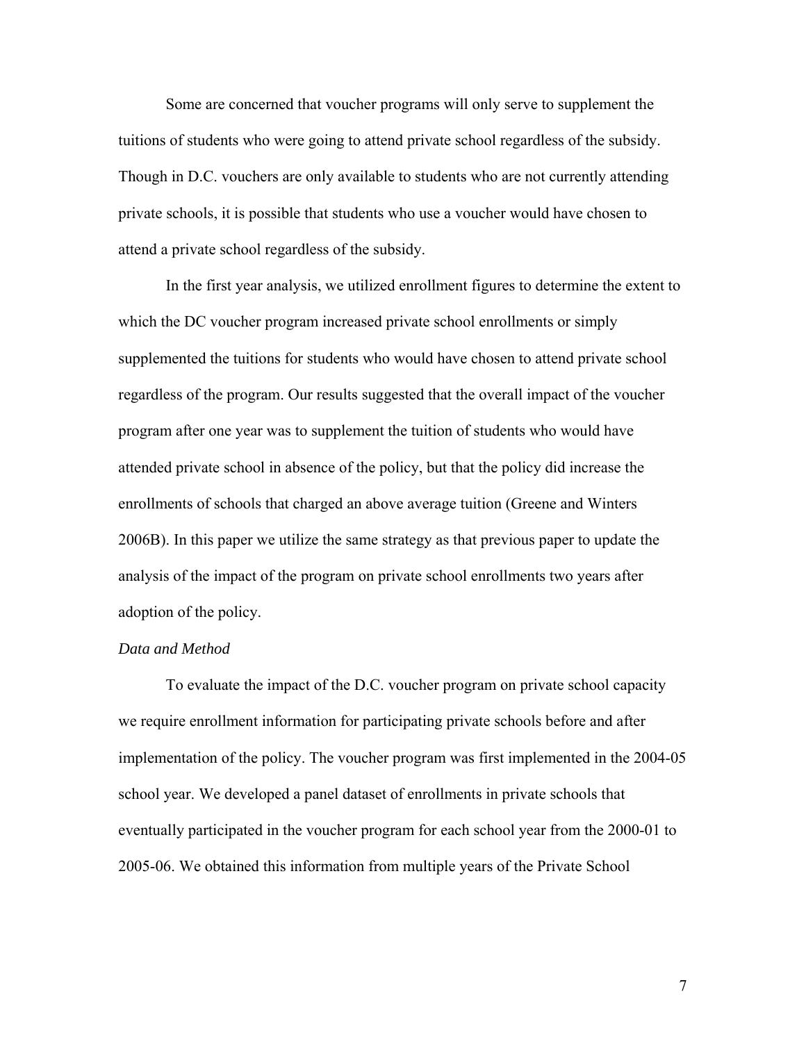Some are concerned that voucher programs will only serve to supplement the tuitions of students who were going to attend private school regardless of the subsidy. Though in D.C. vouchers are only available to students who are not currently attending private schools, it is possible that students who use a voucher would have chosen to attend a private school regardless of the subsidy.

In the first year analysis, we utilized enrollment figures to determine the extent to which the DC voucher program increased private school enrollments or simply supplemented the tuitions for students who would have chosen to attend private school regardless of the program. Our results suggested that the overall impact of the voucher program after one year was to supplement the tuition of students who would have attended private school in absence of the policy, but that the policy did increase the enrollments of schools that charged an above average tuition (Greene and Winters 2006B). In this paper we utilize the same strategy as that previous paper to update the analysis of the impact of the program on private school enrollments two years after adoption of the policy.

*Data and Method*

To evaluate the impact of the D.C. voucher program on private school capacity we require enrollment information for participating private schools before and after implementation of the policy. The voucher program was first implemented in the 2004-05 school year. We developed a panel dataset of enrollments in private schools that eventually participated in the voucher program for each school year from the 2000-01 to 2005-06. We obtained this information from multiple years of the Private School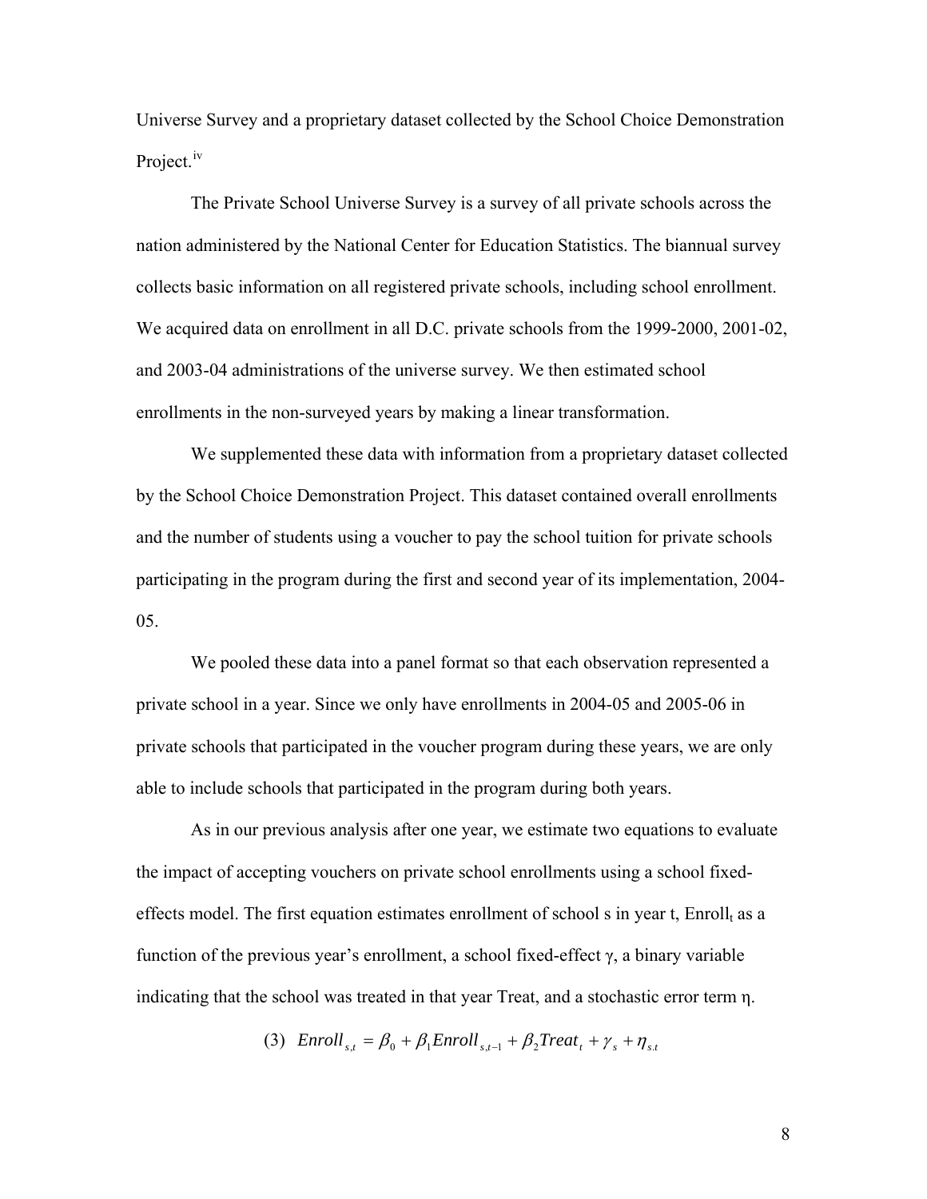Universe Survey and a proprietary dataset collected by the School Choice Demonstration Project.[iv]

The Private School Universe Survey is a survey of all private schools across the nation administered by the National Center for Education Statistics. The biannual survey collects basic information on all registered private schools, including school enrollment. We acquired data on enrollment in all D.C. private schools from the 1999-2000, 2001-02, and 2003-04 administrations of the universe survey. We then estimated school enrollments in the non-surveyed years by making a linear transformation.

We supplemented these data with information from a proprietary dataset collected by the School Choice Demonstration Project. This dataset contained overall enrollments and the number of students using a voucher to pay the school tuition for private schools participating in the program during the first and second year of its implementation, 2004-05.

We pooled these data into a panel format so that each observation represented a private school in a year. Since we only have enrollments in 2004-05 and 2005-06 in private schools that participated in the voucher program during these years, we are only able to include schools that participated in the program during both years.

As in our previous analysis after one year, we estimate two equations to evaluate the impact of accepting vouchers on private school enrollments using a school fixed-effects model. The first equation estimates enrollment of school s in year t, $Enroll_t$ as a function of the previous year's enrollment, a school fixed-effect $\gamma$, a binary variable indicating that the school was treated in that year Treat, and a stochastic error term $\eta$.

$$\text{(3)} \quad Enroll_{s,t} = \beta_0 + \beta_1 Enroll_{s,t-1} + \beta_2 Treat_t + \gamma_s + \eta_{s.t}$$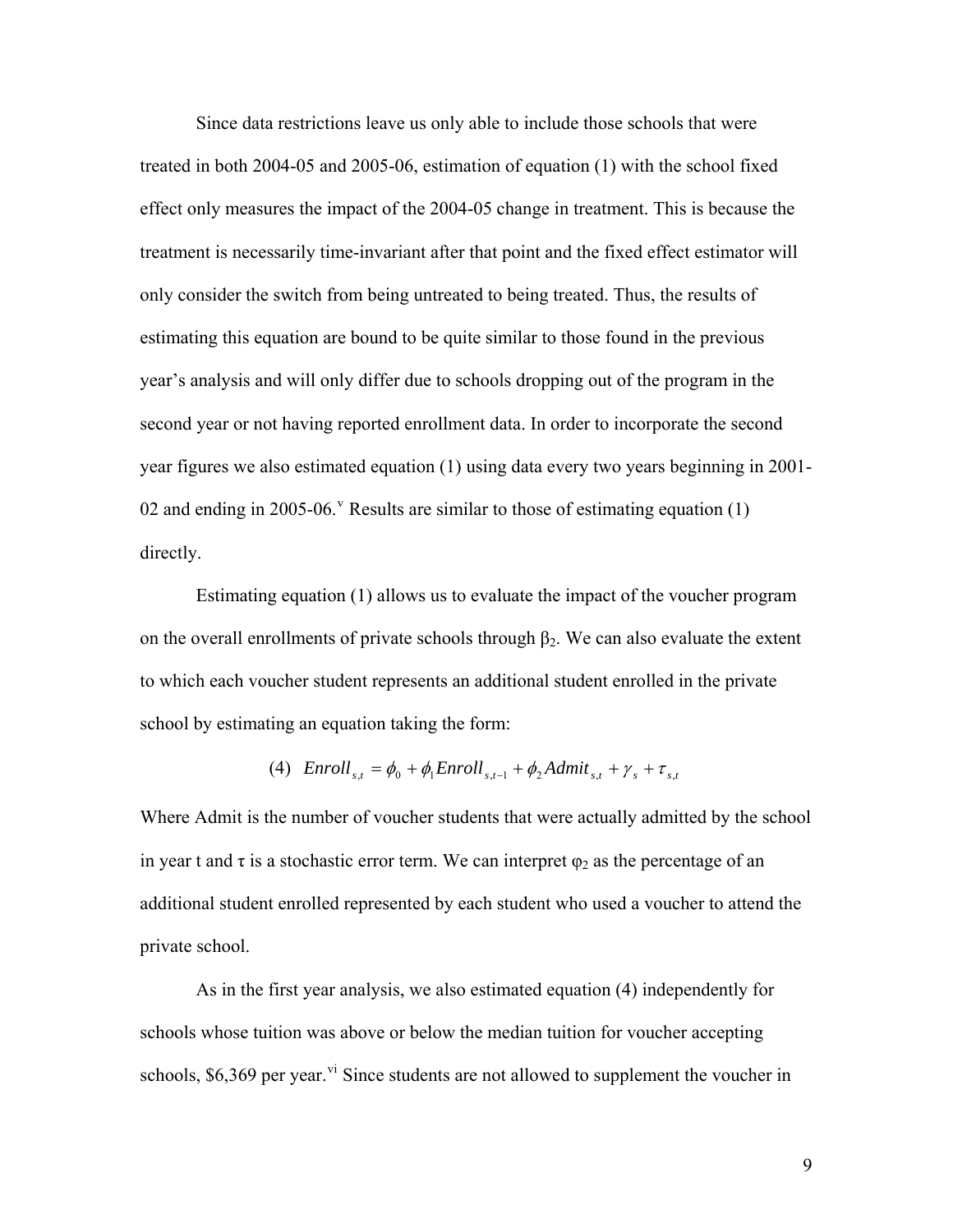Since data restrictions leave us only able to include those schools that were treated in both 2004-05 and 2005-06, estimation of equation (1) with the school fixed effect only measures the impact of the 2004-05 change in treatment. This is because the treatment is necessarily time-invariant after that point and the fixed effect estimator will only consider the switch from being untreated to being treated. Thus, the results of estimating this equation are bound to be quite similar to those found in the previous year's analysis and will only differ due to schools dropping out of the program in the second year or not having reported enrollment data. In order to incorporate the second year figures we also estimated equation (1) using data every two years beginning in 2001-02 and ending in 2005-06.[v] Results are similar to those of estimating equation (1) directly.

Estimating equation (1) allows us to evaluate the impact of the voucher program on the overall enrollments of private schools through $\beta_2$. We can also evaluate the extent to which each voucher student represents an additional student enrolled in the private school by estimating an equation taking the form:

$$(4)\quad Enroll_{s,t} = \phi_0 + \phi_1 Enroll_{s,t-1} + \phi_2 Admit_{s,t} + \gamma_s + \tau_{s,t}$$

Where Admit is the number of voucher students that were actually admitted by the school in year t and $\tau$ is a stochastic error term. We can interpret $\varphi_2$ as the percentage of an additional student enrolled represented by each student who used a voucher to attend the private school.

As in the first year analysis, we also estimated equation (4) independently for schools whose tuition was above or below the median tuition for voucher accepting schools, \$6,369 per year.[vi] Since students are not allowed to supplement the voucher in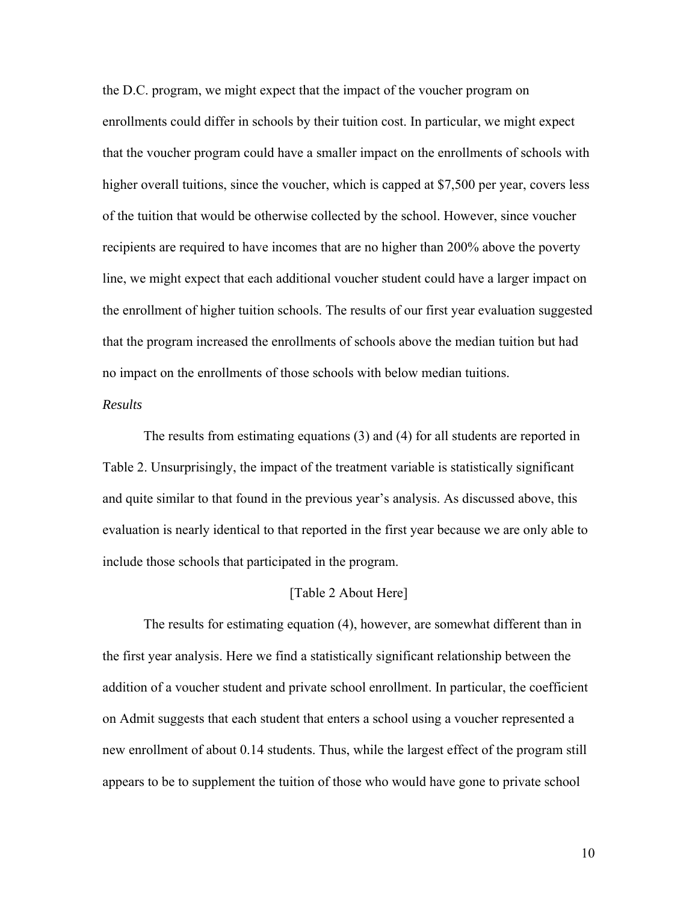the D.C. program, we might expect that the impact of the voucher program on enrollments could differ in schools by their tuition cost. In particular, we might expect that the voucher program could have a smaller impact on the enrollments of schools with higher overall tuitions, since the voucher, which is capped at $7,500 per year, covers less of the tuition that would be otherwise collected by the school. However, since voucher recipients are required to have incomes that are no higher than 200% above the poverty line, we might expect that each additional voucher student could have a larger impact on the enrollment of higher tuition schools. The results of our first year evaluation suggested that the program increased the enrollments of schools above the median tuition but had no impact on the enrollments of those schools with below median tuitions.

*Results*

The results from estimating equations (3) and (4) for all students are reported in Table 2. Unsurprisingly, the impact of the treatment variable is statistically significant and quite similar to that found in the previous year's analysis. As discussed above, this evaluation is nearly identical to that reported in the first year because we are only able to include those schools that participated in the program.

[Table 2 About Here]

The results for estimating equation (4), however, are somewhat different than in the first year analysis. Here we find a statistically significant relationship between the addition of a voucher student and private school enrollment. In particular, the coefficient on Admit suggests that each student that enters a school using a voucher represented a new enrollment of about 0.14 students. Thus, while the largest effect of the program still appears to be to supplement the tuition of those who would have gone to private school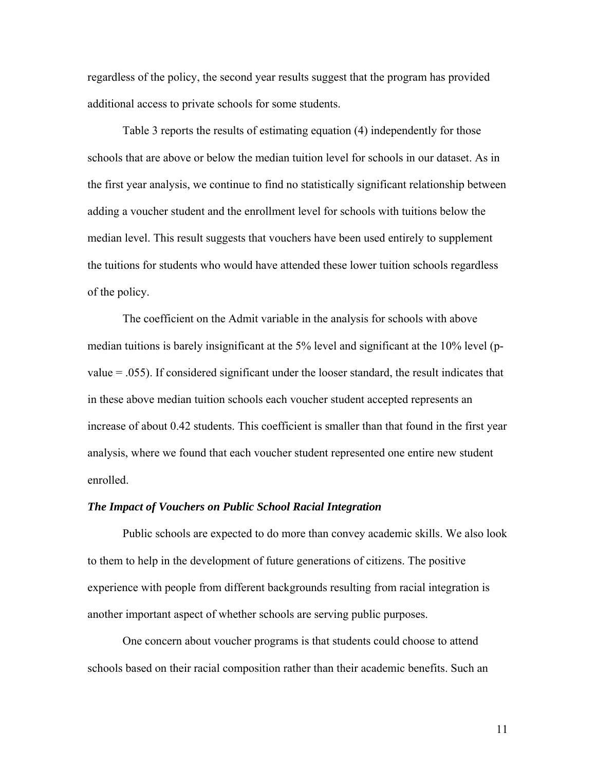regardless of the policy, the second year results suggest that the program has provided additional access to private schools for some students.

Table 3 reports the results of estimating equation (4) independently for those schools that are above or below the median tuition level for schools in our dataset. As in the first year analysis, we continue to find no statistically significant relationship between adding a voucher student and the enrollment level for schools with tuitions below the median level. This result suggests that vouchers have been used entirely to supplement the tuitions for students who would have attended these lower tuition schools regardless of the policy.

The coefficient on the Admit variable in the analysis for schools with above median tuitions is barely insignificant at the 5% level and significant at the 10% level (p-value = .055). If considered significant under the looser standard, the result indicates that in these above median tuition schools each voucher student accepted represents an increase of about 0.42 students. This coefficient is smaller than that found in the first year analysis, where we found that each voucher student represented one entire new student enrolled.

### *The Impact of Vouchers on Public School Racial Integration*

Public schools are expected to do more than convey academic skills. We also look to them to help in the development of future generations of citizens. The positive experience with people from different backgrounds resulting from racial integration is another important aspect of whether schools are serving public purposes.

One concern about voucher programs is that students could choose to attend schools based on their racial composition rather than their academic benefits. Such an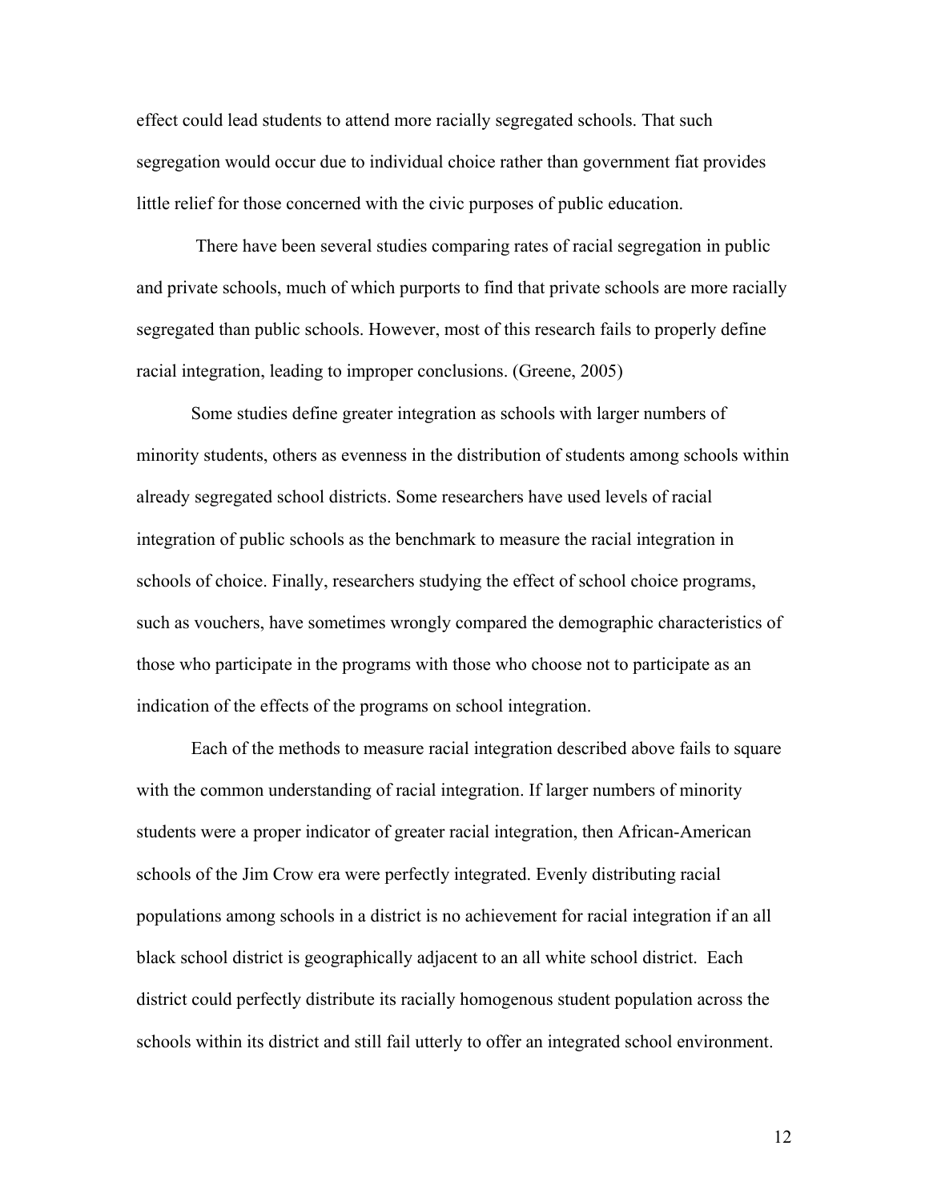effect could lead students to attend more racially segregated schools. That such segregation would occur due to individual choice rather than government fiat provides little relief for those concerned with the civic purposes of public education.

There have been several studies comparing rates of racial segregation in public and private schools, much of which purports to find that private schools are more racially segregated than public schools. However, most of this research fails to properly define racial integration, leading to improper conclusions. (Greene, 2005)

Some studies define greater integration as schools with larger numbers of minority students, others as evenness in the distribution of students among schools within already segregated school districts. Some researchers have used levels of racial integration of public schools as the benchmark to measure the racial integration in schools of choice. Finally, researchers studying the effect of school choice programs, such as vouchers, have sometimes wrongly compared the demographic characteristics of those who participate in the programs with those who choose not to participate as an indication of the effects of the programs on school integration.

Each of the methods to measure racial integration described above fails to square with the common understanding of racial integration. If larger numbers of minority students were a proper indicator of greater racial integration, then African-American schools of the Jim Crow era were perfectly integrated. Evenly distributing racial populations among schools in a district is no achievement for racial integration if an all black school district is geographically adjacent to an all white school district. Each district could perfectly distribute its racially homogenous student population across the schools within its district and still fail utterly to offer an integrated school environment.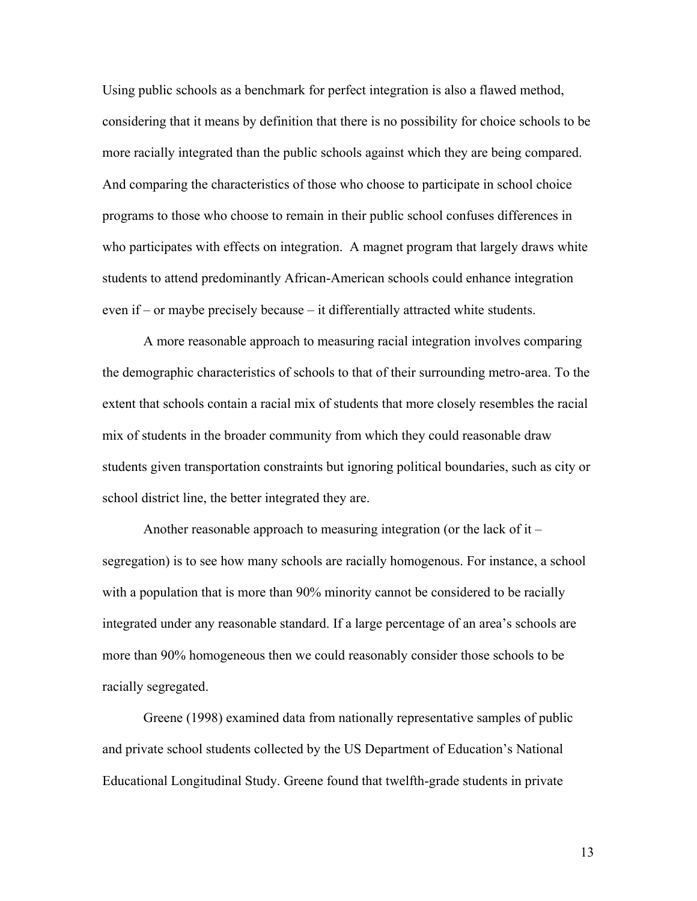Using public schools as a benchmark for perfect integration is also a flawed method, considering that it means by definition that there is no possibility for choice schools to be more racially integrated than the public schools against which they are being compared. And comparing the characteristics of those who choose to participate in school choice programs to those who choose to remain in their public school confuses differences in who participates with effects on integration. A magnet program that largely draws white students to attend predominantly African-American schools could enhance integration even if – or maybe precisely because – it differentially attracted white students.

A more reasonable approach to measuring racial integration involves comparing the demographic characteristics of schools to that of their surrounding metro-area. To the extent that schools contain a racial mix of students that more closely resembles the racial mix of students in the broader community from which they could reasonable draw students given transportation constraints but ignoring political boundaries, such as city or school district line, the better integrated they are.

Another reasonable approach to measuring integration (or the lack of it – segregation) is to see how many schools are racially homogenous. For instance, a school with a population that is more than 90% minority cannot be considered to be racially integrated under any reasonable standard. If a large percentage of an area's schools are more than 90% homogeneous then we could reasonably consider those schools to be racially segregated.

Greene (1998) examined data from nationally representative samples of public and private school students collected by the US Department of Education's National Educational Longitudinal Study. Greene found that twelfth-grade students in private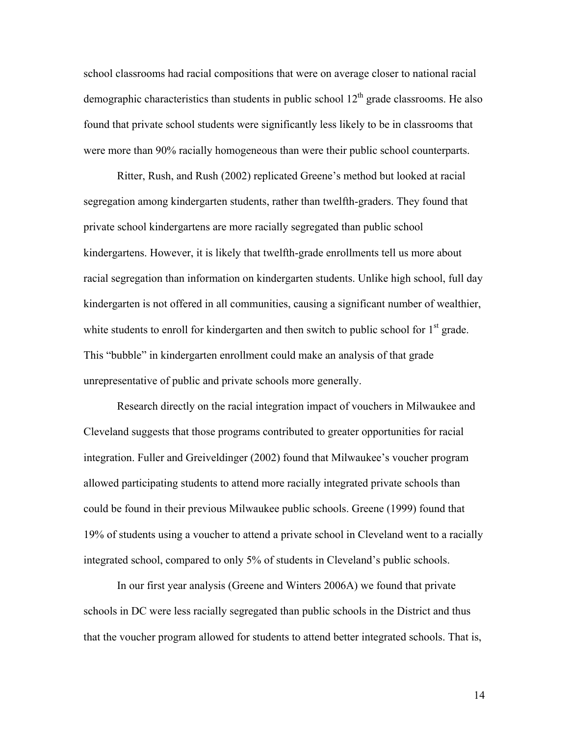school classrooms had racial compositions that were on average closer to national racial demographic characteristics than students in public school 12th grade classrooms. He also found that private school students were significantly less likely to be in classrooms that were more than 90% racially homogeneous than were their public school counterparts.

Ritter, Rush, and Rush (2002) replicated Greene's method but looked at racial segregation among kindergarten students, rather than twelfth-graders. They found that private school kindergartens are more racially segregated than public school kindergartens. However, it is likely that twelfth-grade enrollments tell us more about racial segregation than information on kindergarten students. Unlike high school, full day kindergarten is not offered in all communities, causing a significant number of wealthier, white students to enroll for kindergarten and then switch to public school for 1st grade. This "bubble" in kindergarten enrollment could make an analysis of that grade unrepresentative of public and private schools more generally.

Research directly on the racial integration impact of vouchers in Milwaukee and Cleveland suggests that those programs contributed to greater opportunities for racial integration. Fuller and Greiveldinger (2002) found that Milwaukee's voucher program allowed participating students to attend more racially integrated private schools than could be found in their previous Milwaukee public schools. Greene (1999) found that 19% of students using a voucher to attend a private school in Cleveland went to a racially integrated school, compared to only 5% of students in Cleveland's public schools.

In our first year analysis (Greene and Winters 2006A) we found that private schools in DC were less racially segregated than public schools in the District and thus that the voucher program allowed for students to attend better integrated schools. That is,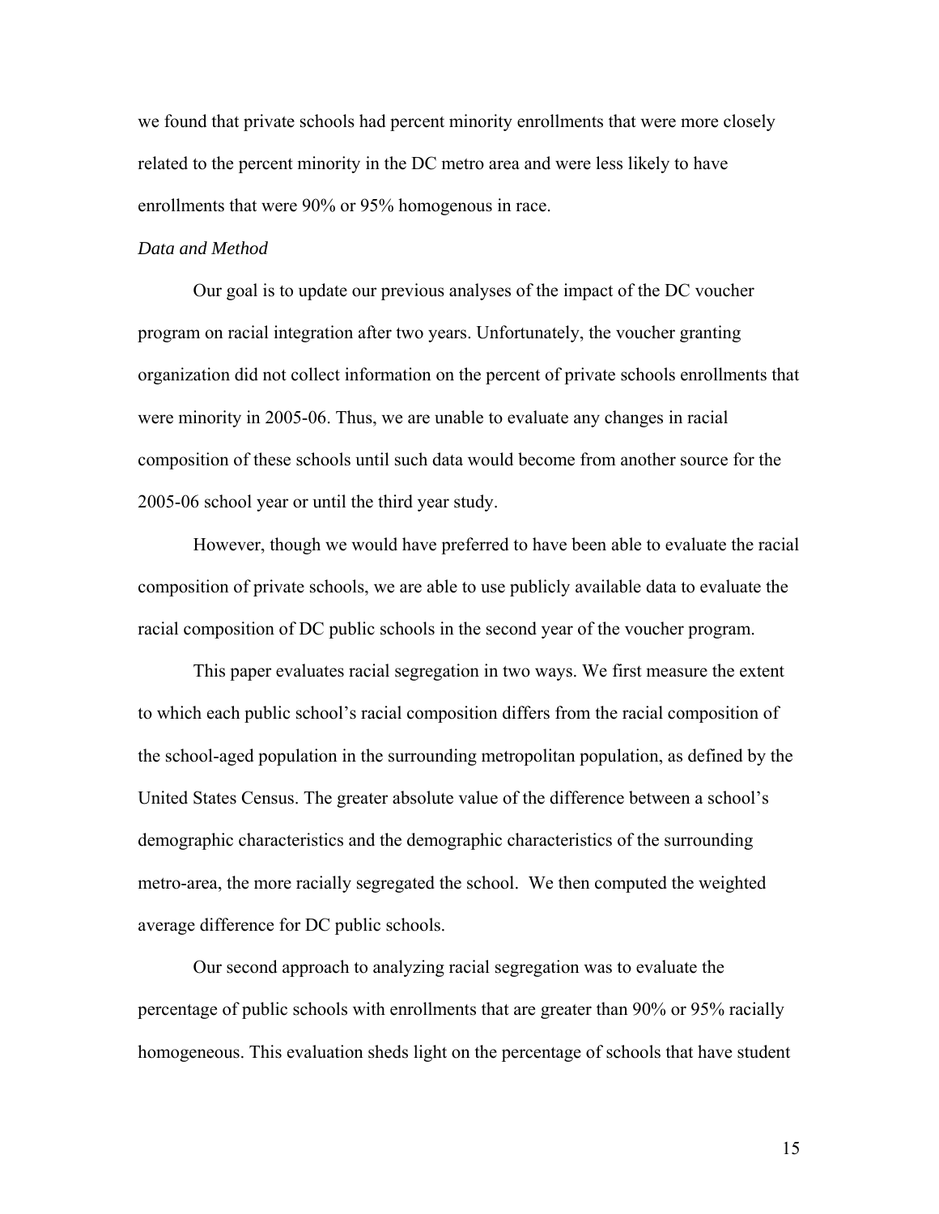we found that private schools had percent minority enrollments that were more closely related to the percent minority in the DC metro area and were less likely to have enrollments that were 90% or 95% homogenous in race.

*Data and Method*

Our goal is to update our previous analyses of the impact of the DC voucher program on racial integration after two years. Unfortunately, the voucher granting organization did not collect information on the percent of private schools enrollments that were minority in 2005-06. Thus, we are unable to evaluate any changes in racial composition of these schools until such data would become from another source for the 2005-06 school year or until the third year study.

However, though we would have preferred to have been able to evaluate the racial composition of private schools, we are able to use publicly available data to evaluate the racial composition of DC public schools in the second year of the voucher program.

This paper evaluates racial segregation in two ways. We first measure the extent to which each public school's racial composition differs from the racial composition of the school-aged population in the surrounding metropolitan population, as defined by the United States Census. The greater absolute value of the difference between a school's demographic characteristics and the demographic characteristics of the surrounding metro-area, the more racially segregated the school. We then computed the weighted average difference for DC public schools.

Our second approach to analyzing racial segregation was to evaluate the percentage of public schools with enrollments that are greater than 90% or 95% racially homogeneous. This evaluation sheds light on the percentage of schools that have student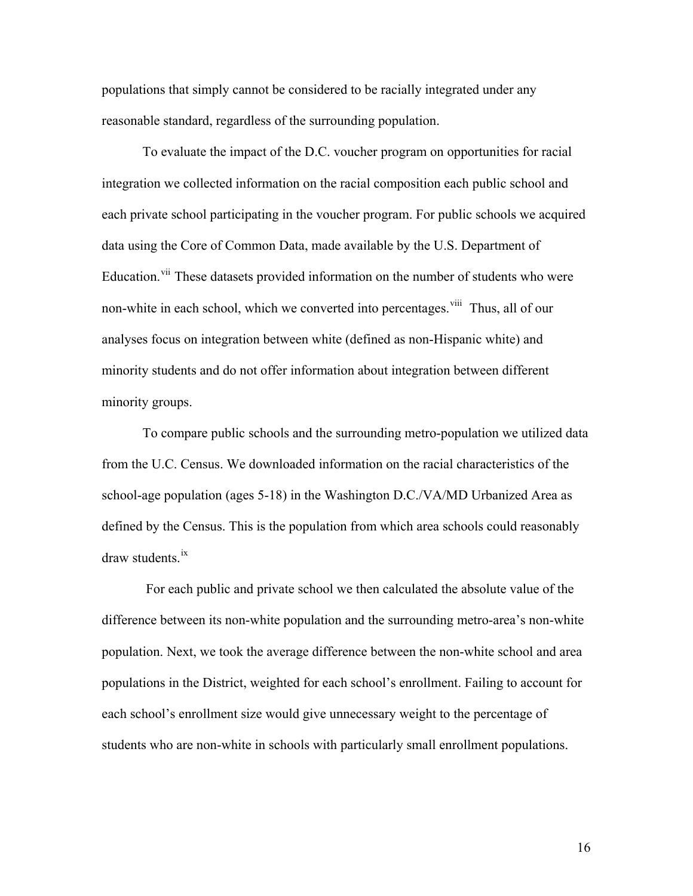populations that simply cannot be considered to be racially integrated under any reasonable standard, regardless of the surrounding population.

To evaluate the impact of the D.C. voucher program on opportunities for racial integration we collected information on the racial composition each public school and each private school participating in the voucher program. For public schools we acquired data using the Core of Common Data, made available by the U.S. Department of Education.[vii] These datasets provided information on the number of students who were non-white in each school, which we converted into percentages.[viii] Thus, all of our analyses focus on integration between white (defined as non-Hispanic white) and minority students and do not offer information about integration between different minority groups.

To compare public schools and the surrounding metro-population we utilized data from the U.C. Census. We downloaded information on the racial characteristics of the school-age population (ages 5-18) in the Washington D.C./VA/MD Urbanized Area as defined by the Census. This is the population from which area schools could reasonably draw students.[ix]

For each public and private school we then calculated the absolute value of the difference between its non-white population and the surrounding metro-area's non-white population. Next, we took the average difference between the non-white school and area populations in the District, weighted for each school's enrollment. Failing to account for each school's enrollment size would give unnecessary weight to the percentage of students who are non-white in schools with particularly small enrollment populations.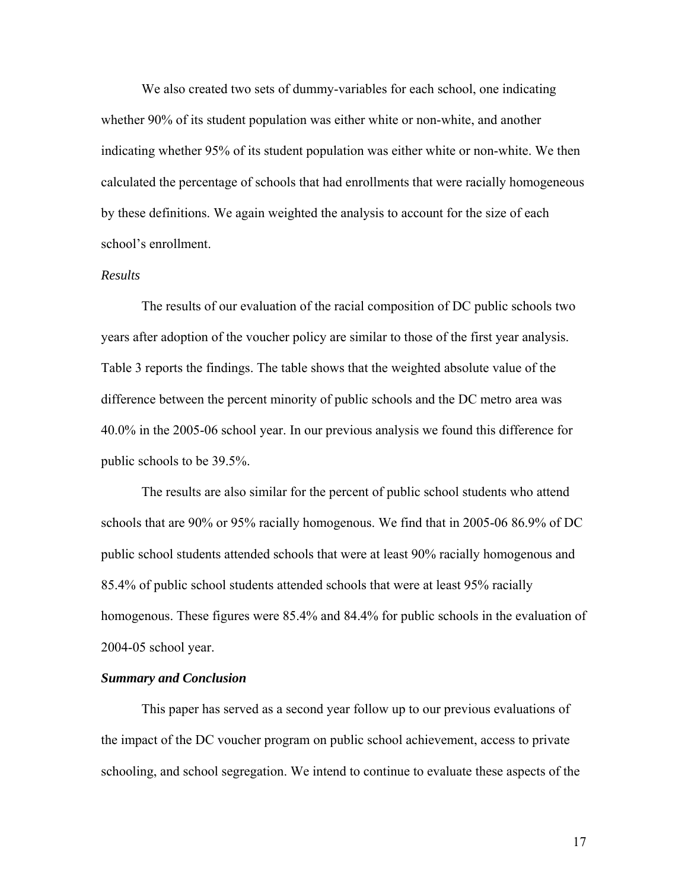We also created two sets of dummy-variables for each school, one indicating whether 90% of its student population was either white or non-white, and another indicating whether 95% of its student population was either white or non-white. We then calculated the percentage of schools that had enrollments that were racially homogeneous by these definitions. We again weighted the analysis to account for the size of each school's enrollment.

*Results*

The results of our evaluation of the racial composition of DC public schools two years after adoption of the voucher policy are similar to those of the first year analysis. Table 3 reports the findings. The table shows that the weighted absolute value of the difference between the percent minority of public schools and the DC metro area was 40.0% in the 2005-06 school year. In our previous analysis we found this difference for public schools to be 39.5%.

The results are also similar for the percent of public school students who attend schools that are 90% or 95% racially homogenous. We find that in 2005-06 86.9% of DC public school students attended schools that were at least 90% racially homogenous and 85.4% of public school students attended schools that were at least 95% racially homogenous. These figures were 85.4% and 84.4% for public schools in the evaluation of 2004-05 school year.

***Summary and Conclusion***

This paper has served as a second year follow up to our previous evaluations of the impact of the DC voucher program on public school achievement, access to private schooling, and school segregation. We intend to continue to evaluate these aspects of the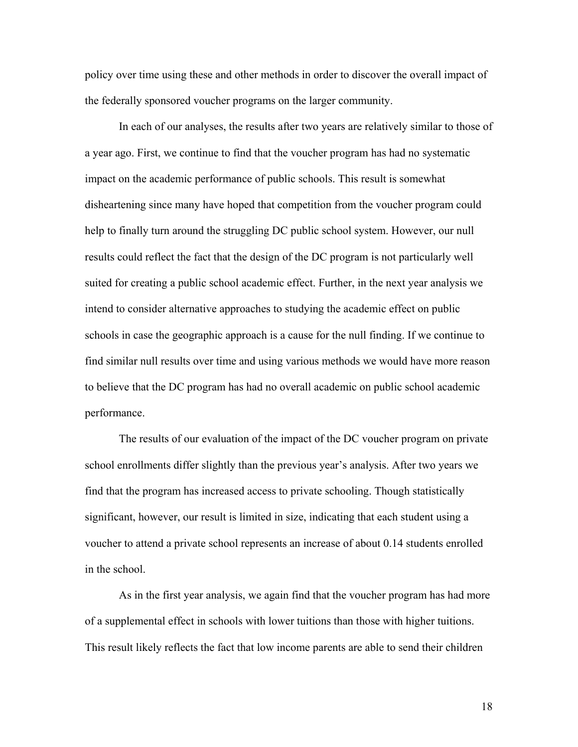policy over time using these and other methods in order to discover the overall impact of the federally sponsored voucher programs on the larger community.

In each of our analyses, the results after two years are relatively similar to those of a year ago. First, we continue to find that the voucher program has had no systematic impact on the academic performance of public schools. This result is somewhat disheartening since many have hoped that competition from the voucher program could help to finally turn around the struggling DC public school system. However, our null results could reflect the fact that the design of the DC program is not particularly well suited for creating a public school academic effect. Further, in the next year analysis we intend to consider alternative approaches to studying the academic effect on public schools in case the geographic approach is a cause for the null finding. If we continue to find similar null results over time and using various methods we would have more reason to believe that the DC program has had no overall academic on public school academic performance.

The results of our evaluation of the impact of the DC voucher program on private school enrollments differ slightly than the previous year's analysis. After two years we find that the program has increased access to private schooling. Though statistically significant, however, our result is limited in size, indicating that each student using a voucher to attend a private school represents an increase of about 0.14 students enrolled in the school.

As in the first year analysis, we again find that the voucher program has had more of a supplemental effect in schools with lower tuitions than those with higher tuitions. This result likely reflects the fact that low income parents are able to send their children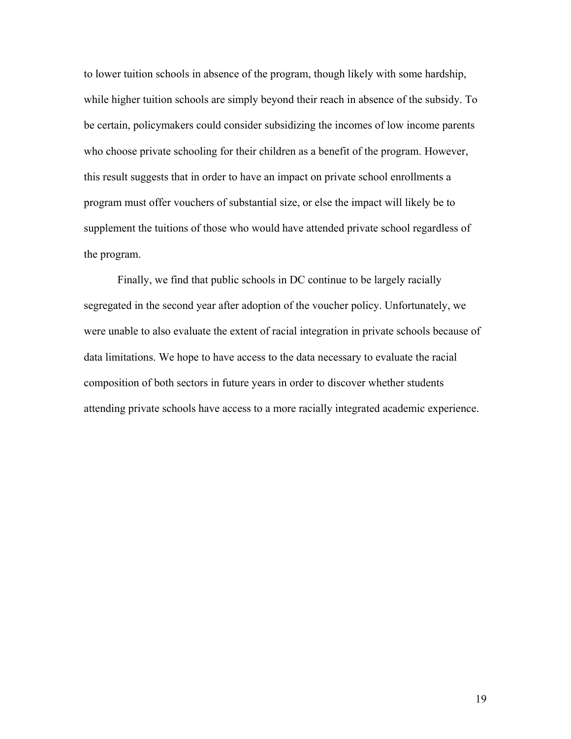to lower tuition schools in absence of the program, though likely with some hardship, while higher tuition schools are simply beyond their reach in absence of the subsidy. To be certain, policymakers could consider subsidizing the incomes of low income parents who choose private schooling for their children as a benefit of the program. However, this result suggests that in order to have an impact on private school enrollments a program must offer vouchers of substantial size, or else the impact will likely be to supplement the tuitions of those who would have attended private school regardless of the program.

Finally, we find that public schools in DC continue to be largely racially segregated in the second year after adoption of the voucher policy. Unfortunately, we were unable to also evaluate the extent of racial integration in private schools because of data limitations. We hope to have access to the data necessary to evaluate the racial composition of both sectors in future years in order to discover whether students attending private schools have access to a more racially integrated academic experience.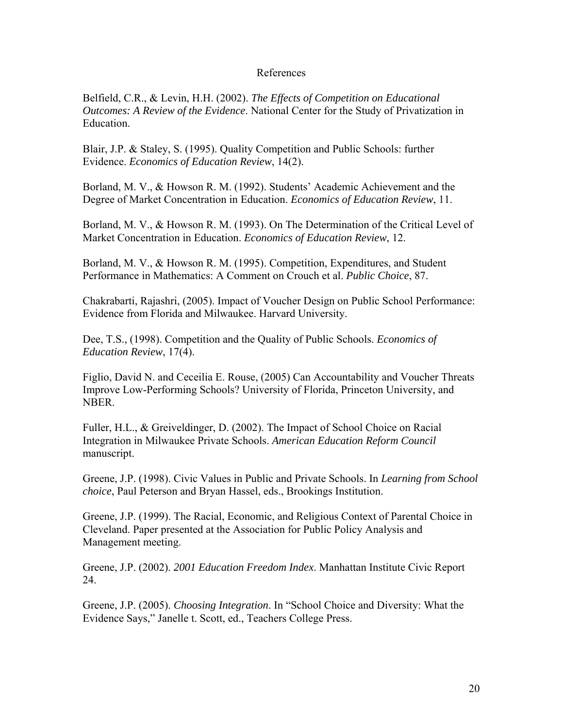# References

Belfield, C.R., & Levin, H.H. (2002). *The Effects of Competition on Educational Outcomes: A Review of the Evidence*. National Center for the Study of Privatization in Education.

Blair, J.P. & Staley, S. (1995). Quality Competition and Public Schools: further Evidence. *Economics of Education Review*, 14(2).

Borland, M. V., & Howson R. M. (1992). Students' Academic Achievement and the Degree of Market Concentration in Education. *Economics of Education Review*, 11.

Borland, M. V., & Howson R. M. (1993). On The Determination of the Critical Level of Market Concentration in Education. *Economics of Education Review*, 12.

Borland, M. V., & Howson R. M. (1995). Competition, Expenditures, and Student Performance in Mathematics: A Comment on Crouch et al. *Public Choice*, 87.

Chakrabarti, Rajashri, (2005). Impact of Voucher Design on Public School Performance: Evidence from Florida and Milwaukee. Harvard University.

Dee, T.S., (1998). Competition and the Quality of Public Schools. *Economics of Education Review*, 17(4).

Figlio, David N. and Ceceilia E. Rouse, (2005) Can Accountability and Voucher Threats Improve Low-Performing Schools? University of Florida, Princeton University, and NBER.

Fuller, H.L., & Greiveldinger, D. (2002). The Impact of School Choice on Racial Integration in Milwaukee Private Schools. *American Education Reform Council* manuscript.

Greene, J.P. (1998). Civic Values in Public and Private Schools. In *Learning from School choice*, Paul Peterson and Bryan Hassel, eds., Brookings Institution.

Greene, J.P. (1999). The Racial, Economic, and Religious Context of Parental Choice in Cleveland. Paper presented at the Association for Public Policy Analysis and Management meeting.

Greene, J.P. (2002). *2001 Education Freedom Index*. Manhattan Institute Civic Report 24.

Greene, J.P. (2005). *Choosing Integration*. In "School Choice and Diversity: What the Evidence Says," Janelle t. Scott, ed., Teachers College Press.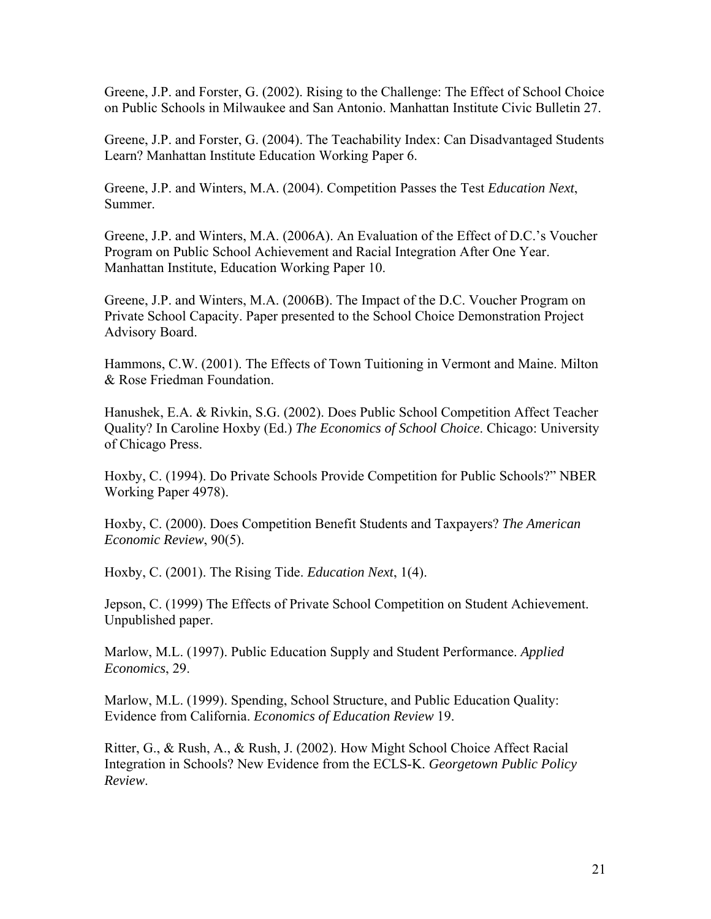Greene, J.P. and Forster, G. (2002). Rising to the Challenge: The Effect of School Choice on Public Schools in Milwaukee and San Antonio. Manhattan Institute Civic Bulletin 27.

Greene, J.P. and Forster, G. (2004). The Teachability Index: Can Disadvantaged Students Learn? Manhattan Institute Education Working Paper 6.

Greene, J.P. and Winters, M.A. (2004). Competition Passes the Test *Education Next*, Summer.

Greene, J.P. and Winters, M.A. (2006A). An Evaluation of the Effect of D.C.'s Voucher Program on Public School Achievement and Racial Integration After One Year. Manhattan Institute, Education Working Paper 10.

Greene, J.P. and Winters, M.A. (2006B). The Impact of the D.C. Voucher Program on Private School Capacity. Paper presented to the School Choice Demonstration Project Advisory Board.

Hammons, C.W. (2001). The Effects of Town Tuitioning in Vermont and Maine. Milton & Rose Friedman Foundation.

Hanushek, E.A. & Rivkin, S.G. (2002). Does Public School Competition Affect Teacher Quality? In Caroline Hoxby (Ed.) *The Economics of School Choice*. Chicago: University of Chicago Press.

Hoxby, C. (1994). Do Private Schools Provide Competition for Public Schools?" NBER Working Paper 4978).

Hoxby, C. (2000). Does Competition Benefit Students and Taxpayers? *The American Economic Review*, 90(5).

Hoxby, C. (2001). The Rising Tide. *Education Next*, 1(4).

Jepson, C. (1999) The Effects of Private School Competition on Student Achievement. Unpublished paper.

Marlow, M.L. (1997). Public Education Supply and Student Performance. *Applied Economics*, 29.

Marlow, M.L. (1999). Spending, School Structure, and Public Education Quality: Evidence from California. *Economics of Education Review* 19.

Ritter, G., & Rush, A., & Rush, J. (2002). How Might School Choice Affect Racial Integration in Schools? New Evidence from the ECLS-K. *Georgetown Public Policy Review*.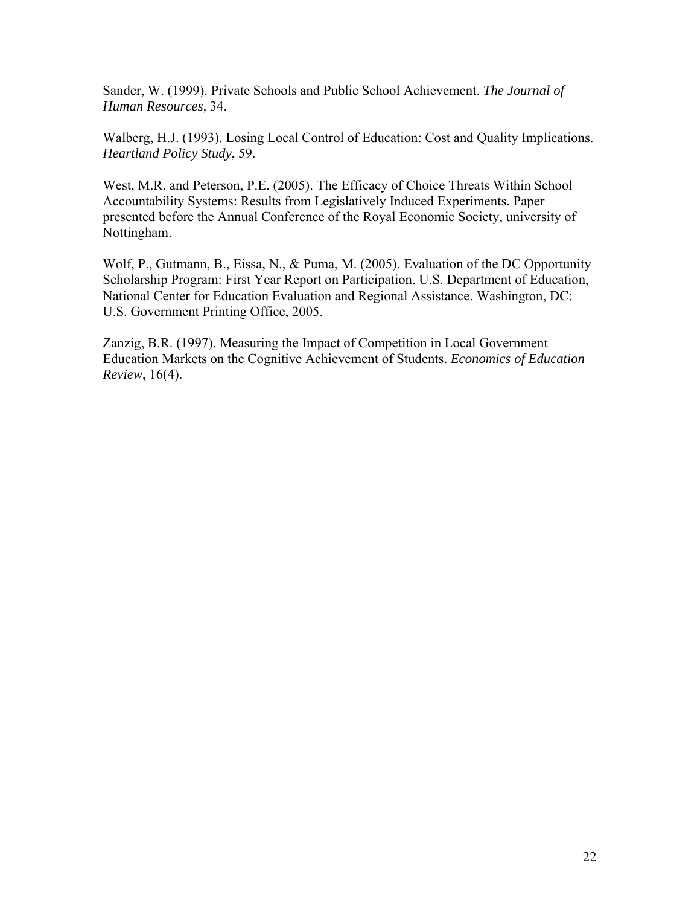Sander, W. (1999). Private Schools and Public School Achievement. *The Journal of Human Resources*, 34.

Walberg, H.J. (1993). Losing Local Control of Education: Cost and Quality Implications. *Heartland Policy Study*, 59.

West, M.R. and Peterson, P.E. (2005). The Efficacy of Choice Threats Within School Accountability Systems: Results from Legislatively Induced Experiments. Paper presented before the Annual Conference of the Royal Economic Society, university of Nottingham.

Wolf, P., Gutmann, B., Eissa, N., & Puma, M. (2005). Evaluation of the DC Opportunity Scholarship Program: First Year Report on Participation. U.S. Department of Education, National Center for Education Evaluation and Regional Assistance. Washington, DC: U.S. Government Printing Office, 2005.

Zanzig, B.R. (1997). Measuring the Impact of Competition in Local Government Education Markets on the Cognitive Achievement of Students. *Economics of Education Review*, 16(4).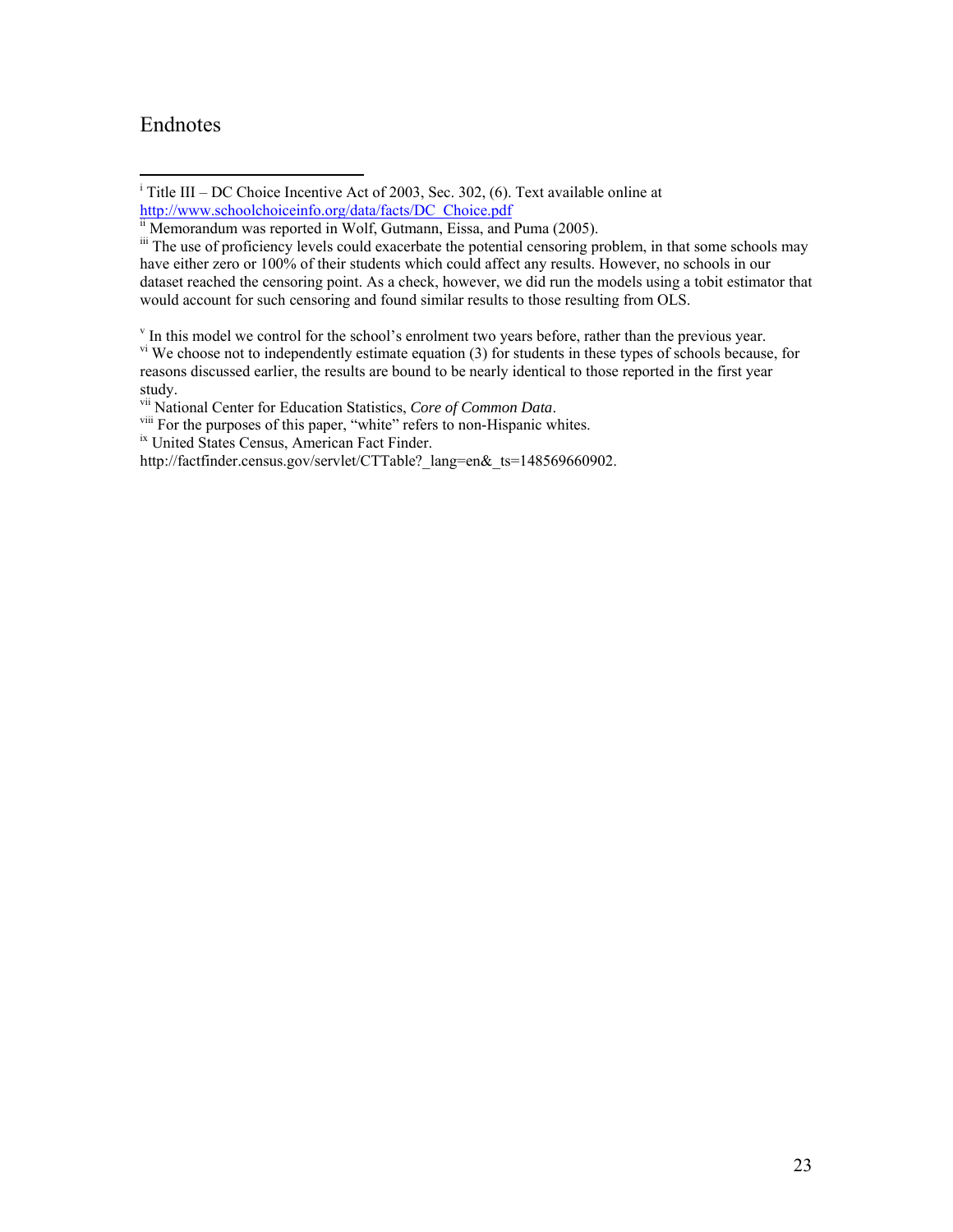# Endnotes

[i] Title III – DC Choice Incentive Act of 2003, Sec. 302, (6). Text available online at http://www.schoolchoiceinfo.org/data/facts/DC_Choice.pdf

[ii] Memorandum was reported in Wolf, Gutmann, Eissa, and Puma (2005).

[iii] The use of proficiency levels could exacerbate the potential censoring problem, in that some schools may have either zero or 100% of their students which could affect any results. However, no schools in our dataset reached the censoring point. As a check, however, we did run the models using a tobit estimator that would account for such censoring and found similar results to those resulting from OLS.

[v] In this model we control for the school's enrolment two years before, rather than the previous year.

[vi] We choose not to independently estimate equation (3) for students in these types of schools because, for reasons discussed earlier, the results are bound to be nearly identical to those reported in the first year study.

[vii] National Center for Education Statistics, *Core of Common Data*.

[viii] For the purposes of this paper, "white" refers to non-Hispanic whites.

[ix] United States Census, American Fact Finder.

http://factfinder.census.gov/servlet/CTTable?_lang=en&_ts=148569660902.